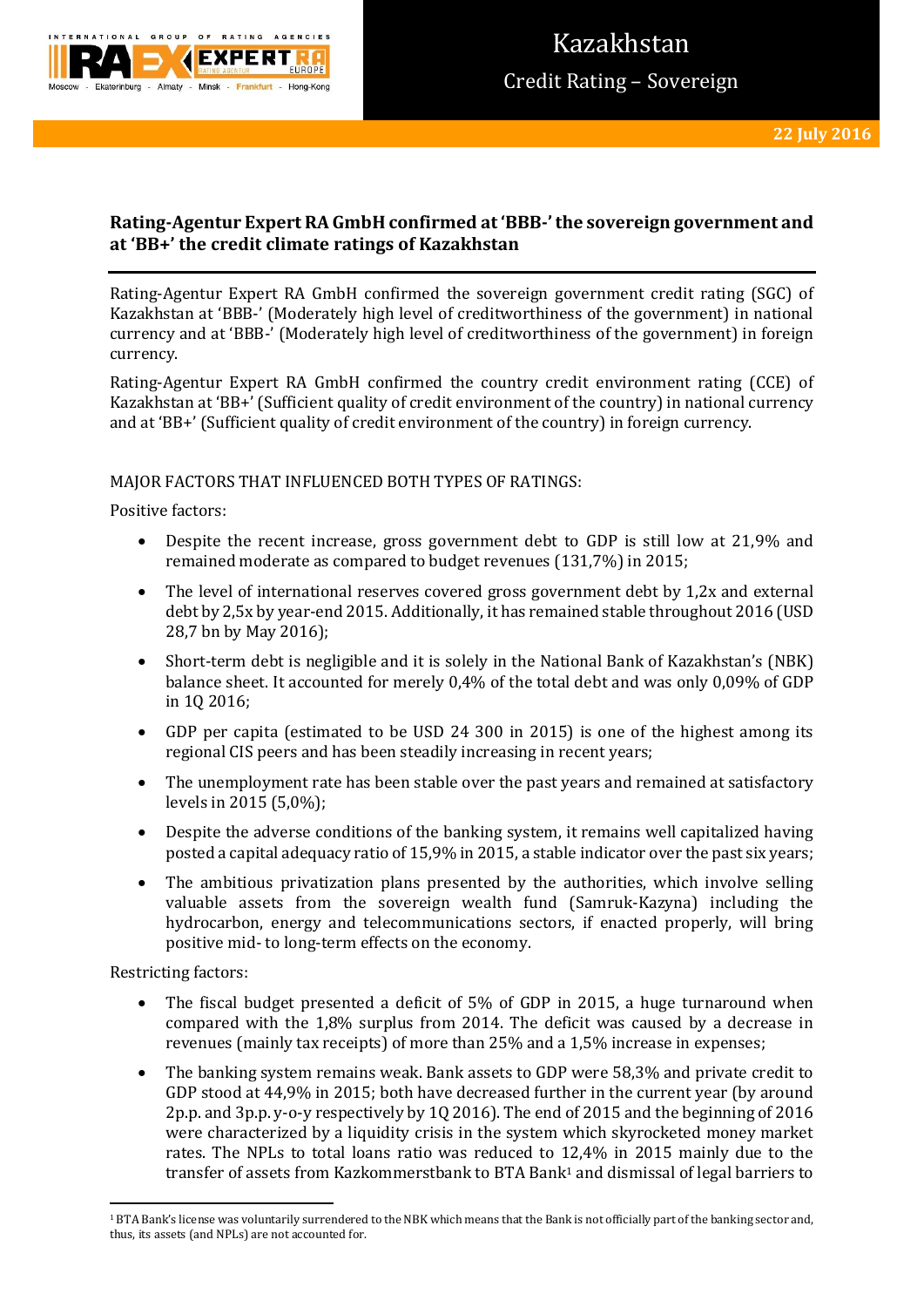# Kazakhstan

## Credit Rating – Sovereign

22 July 2016

## Rating-Agentur Expert RA GmbH confirmed at 'BBB-' the sovereign government and at 'BB+' the credit climate ratings of Kazakhstan

Rating-Agentur Expert RA GmbH confirmed the sovereign government credit rating (SGC) of Kazakhstan at 'BBB-' (Moderately high level of creditworthiness of the government) in national currency and at 'BBB-' (Moderately high level of creditworthiness of the government) in foreign currency.

Rating-Agentur Expert RA GmbH confirmed the country credit environment rating (CCE) of Kazakhstan at 'BB+' (Sufficient quality of credit environment of the country) in national currency and at 'BB+' (Sufficient quality of credit environment of the country) in foreign currency.

MAJOR FACTORS THAT INFLUENCED BOTH TYPES OF RATINGS:

Positive factors:

- Despite the recent increase, gross government debt to GDP is still low at 21,9% and remained moderate as compared to budget revenues (131,7%) in 2015;
- The level of international reserves covered gross government debt by 1,2x and external debt by 2,5x by year-end 2015. Additionally, it has remained stable throughout 2016 (USD 28,7 bn by May 2016);
- Short-term debt is negligible and it is solely in the National Bank of Kazakhstan's (NBK) balance sheet. It accounted for merely 0,4% of the total debt and was only 0,09% of GDP in 1Q 2016;
- GDP per capita (estimated to be USD 24 300 in 2015) is one of the highest among its regional CIS peers and has been steadily increasing in recent years;
- The unemployment rate has been stable over the past years and remained at satisfactory levels in 2015 (5,0%);
- Despite the adverse conditions of the banking system, it remains well capitalized having posted a capital adequacy ratio of 15,9% in 2015, a stable indicator over the past six years;
- The ambitious privatization plans presented by the authorities, which involve selling valuable assets from the sovereign wealth fund (Samruk-Kazyna) including the hydrocarbon, energy and telecommunications sectors, if enacted properly, will bring positive mid- to long-term effects on the economy.

Restricting factors:

- The fiscal budget presented a deficit of 5% of GDP in 2015, a huge turnaround when compared with the 1,8% surplus from 2014. The deficit was caused by a decrease in revenues (mainly tax receipts) of more than 25% and a 1,5% increase in expenses;
- The banking system remains weak. Bank assets to GDP were 58,3% and private credit to GDP stood at 44,9% in 2015; both have decreased further in the current year (by around 2p.p. and 3p.p. y-o-y respectively by 1Q 2016). The end of 2015 and the beginning of 2016 were characterized by a liquidity crisis in the system which skyrocketed money market rates. The NPLs to total loans ratio was reduced to 12,4% in 2015 mainly due to the transfer of assets from Kazkommerstbank to BTA Bank[1] and dismissal of legal barriers to

[1] BTA Bank's license was voluntarily surrendered to the NBK which means that the Bank is not officially part of the banking sector and, thus, its assets (and NPLs) are not accounted for.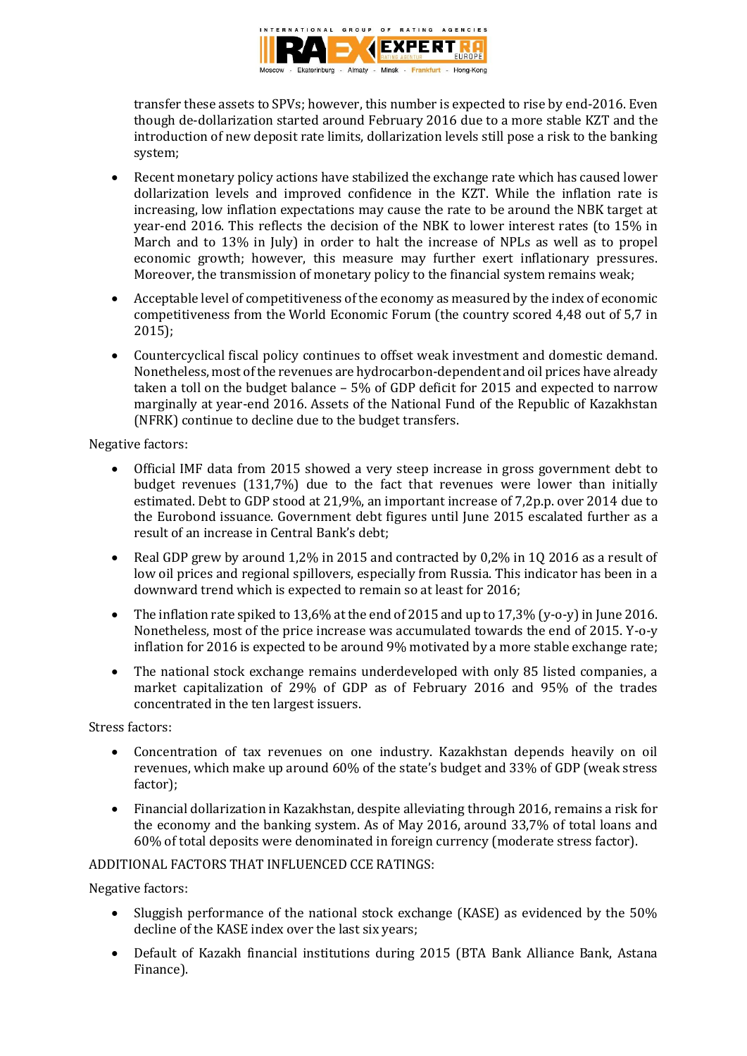transfer these assets to SPVs; however, this number is expected to rise by end-2016. Even though de-dollarization started around February 2016 due to a more stable KZT and the introduction of new deposit rate limits, dollarization levels still pose a risk to the banking system;

- Recent monetary policy actions have stabilized the exchange rate which has caused lower dollarization levels and improved confidence in the KZT. While the inflation rate is increasing, low inflation expectations may cause the rate to be around the NBK target at year-end 2016. This reflects the decision of the NBK to lower interest rates (to 15% in March and to 13% in July) in order to halt the increase of NPLs as well as to propel economic growth; however, this measure may further exert inflationary pressures. Moreover, the transmission of monetary policy to the financial system remains weak;
- Acceptable level of competitiveness of the economy as measured by the index of economic competitiveness from the World Economic Forum (the country scored 4,48 out of 5,7 in 2015);
- Countercyclical fiscal policy continues to offset weak investment and domestic demand. Nonetheless, most of the revenues are hydrocarbon-dependent and oil prices have already taken a toll on the budget balance – 5% of GDP deficit for 2015 and expected to narrow marginally at year-end 2016. Assets of the National Fund of the Republic of Kazakhstan (NFRK) continue to decline due to the budget transfers.

Negative factors:

- Official IMF data from 2015 showed a very steep increase in gross government debt to budget revenues (131,7%) due to the fact that revenues were lower than initially estimated. Debt to GDP stood at 21,9%, an important increase of 7,2p.p. over 2014 due to the Eurobond issuance. Government debt figures until June 2015 escalated further as a result of an increase in Central Bank's debt;
- Real GDP grew by around 1,2% in 2015 and contracted by 0,2% in 1Q 2016 as a result of low oil prices and regional spillovers, especially from Russia. This indicator has been in a downward trend which is expected to remain so at least for 2016;
- The inflation rate spiked to 13,6% at the end of 2015 and up to 17,3% (y-o-y) in June 2016. Nonetheless, most of the price increase was accumulated towards the end of 2015. Y-o-y inflation for 2016 is expected to be around 9% motivated by a more stable exchange rate;
- The national stock exchange remains underdeveloped with only 85 listed companies, a market capitalization of 29% of GDP as of February 2016 and 95% of the trades concentrated in the ten largest issuers.

Stress factors:

- Concentration of tax revenues on one industry. Kazakhstan depends heavily on oil revenues, which make up around 60% of the state's budget and 33% of GDP (weak stress factor);
- Financial dollarization in Kazakhstan, despite alleviating through 2016, remains a risk for the economy and the banking system. As of May 2016, around 33,7% of total loans and 60% of total deposits were denominated in foreign currency (moderate stress factor).

ADDITIONAL FACTORS THAT INFLUENCED CCE RATINGS:

Negative factors:

- Sluggish performance of the national stock exchange (KASE) as evidenced by the 50% decline of the KASE index over the last six years;
- Default of Kazakh financial institutions during 2015 (BTA Bank Alliance Bank, Astana Finance).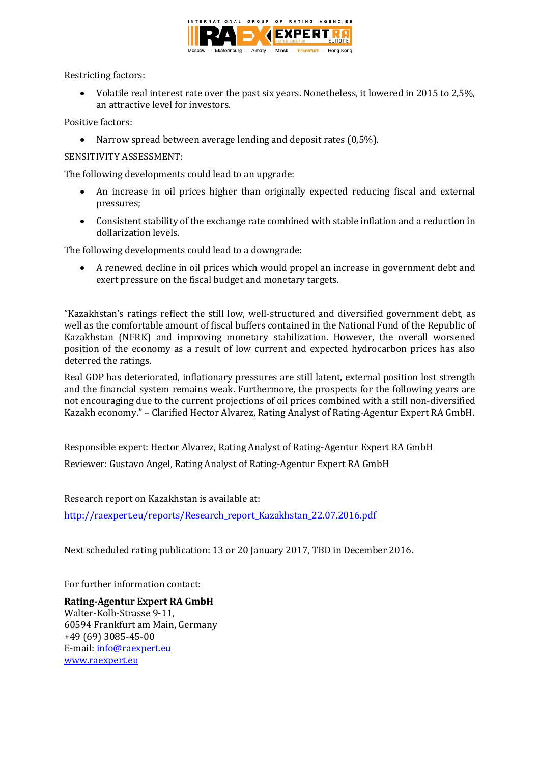Restricting factors:

- Volatile real interest rate over the past six years. Nonetheless, it lowered in 2015 to 2,5%, an attractive level for investors.

Positive factors:

- Narrow spread between average lending and deposit rates (0,5%).

SENSITIVITY ASSESSMENT:

The following developments could lead to an upgrade:

- An increase in oil prices higher than originally expected reducing fiscal and external pressures;
- Consistent stability of the exchange rate combined with stable inflation and a reduction in dollarization levels.

The following developments could lead to a downgrade:

- A renewed decline in oil prices which would propel an increase in government debt and exert pressure on the fiscal budget and monetary targets.

"Kazakhstan's ratings reflect the still low, well-structured and diversified government debt, as well as the comfortable amount of fiscal buffers contained in the National Fund of the Republic of Kazakhstan (NFRK) and improving monetary stabilization. However, the overall worsened position of the economy as a result of low current and expected hydrocarbon prices has also deterred the ratings.

Real GDP has deteriorated, inflationary pressures are still latent, external position lost strength and the financial system remains weak. Furthermore, the prospects for the following years are not encouraging due to the current projections of oil prices combined with a still non-diversified Kazakh economy." – Clarified Hector Alvarez, Rating Analyst of Rating-Agentur Expert RA GmbH.

Responsible expert: Hector Alvarez, Rating Analyst of Rating-Agentur Expert RA GmbH

Reviewer: Gustavo Angel, Rating Analyst of Rating-Agentur Expert RA GmbH

Research report on Kazakhstan is available at:

http://raexpert.eu/reports/Research_report_Kazakhstan_22.07.2016.pdf

Next scheduled rating publication: 13 or 20 January 2017, TBD in December 2016.

For further information contact:

**Rating-Agentur Expert RA GmbH**
Walter-Kolb-Strasse 9-11,
60594 Frankfurt am Main, Germany
+49 (69) 3085-45-00
E-mail: info@raexpert.eu
www.raexpert.eu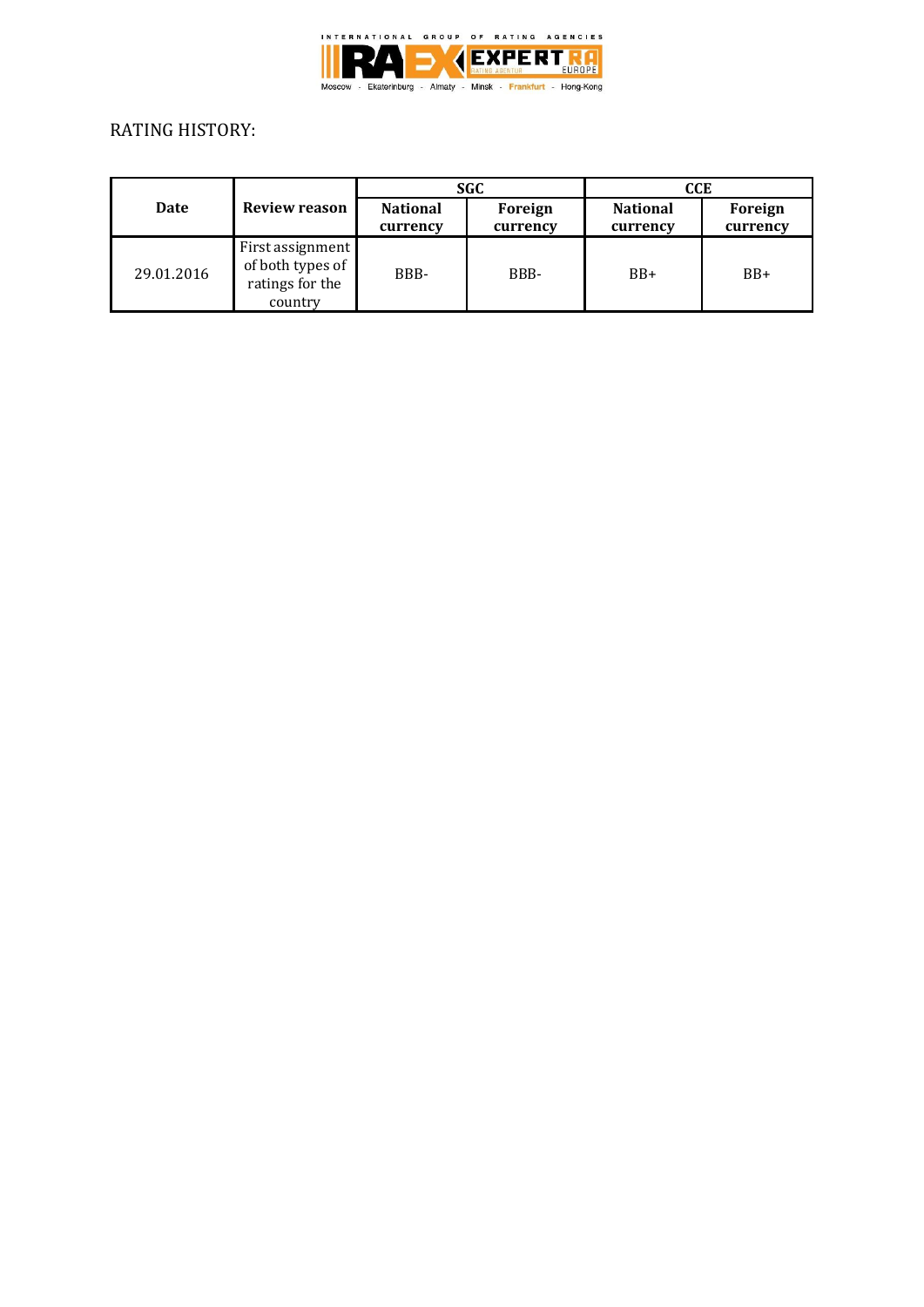RATING HISTORY:

| Date | Review reason | SGC | | CCE | |
|---|---|---|---|---|---|
| | | National currency | Foreign currency | National currency | Foreign currency |
| 29.01.2016 | First assignment of both types of ratings for the country | BBB- | BBB- | BB+ | BB+ |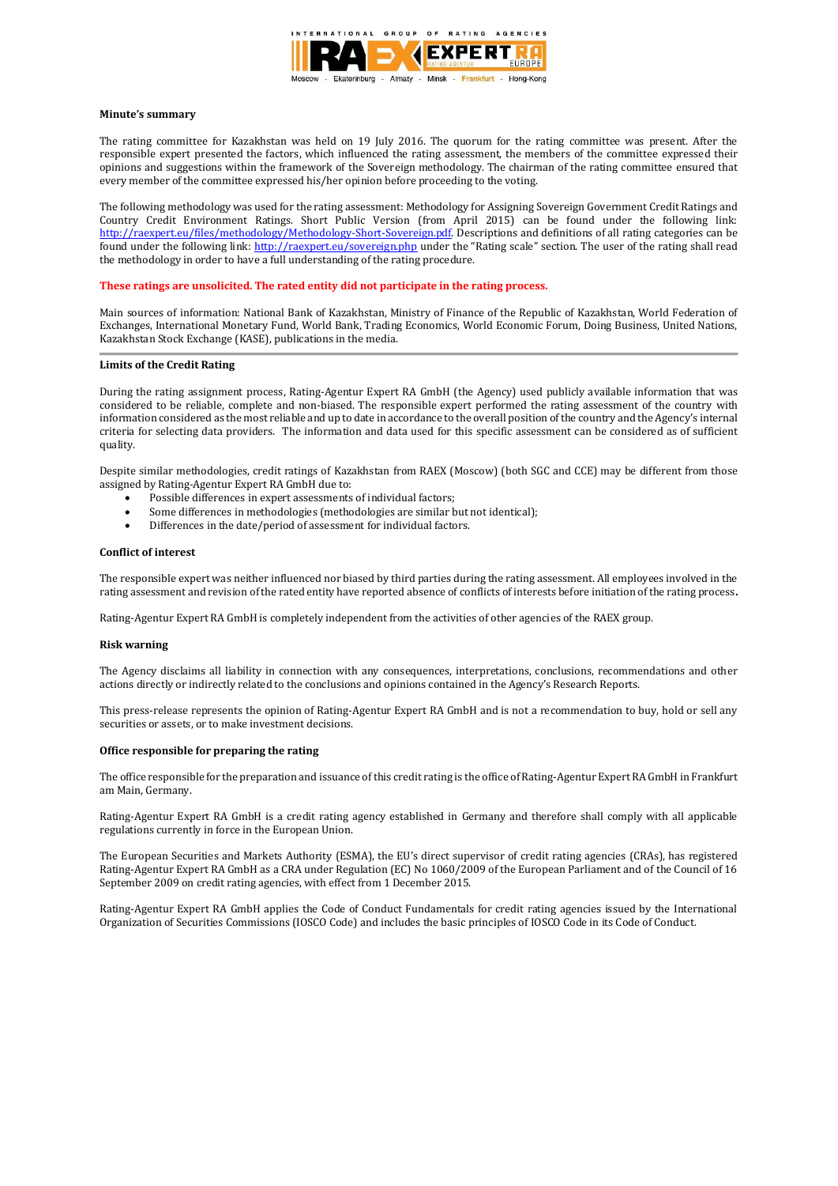**Minute's summary**

The rating committee for Kazakhstan was held on 19 July 2016. The quorum for the rating committee was present. After the responsible expert presented the factors, which influenced the rating assessment, the members of the committee expressed their opinions and suggestions within the framework of the Sovereign methodology. The chairman of the rating committee ensured that every member of the committee expressed his/her opinion before proceeding to the voting.

The following methodology was used for the rating assessment: Methodology for Assigning Sovereign Government Credit Ratings and Country Credit Environment Ratings. Short Public Version (from April 2015) can be found under the following link: http://raexpert.eu/files/methodology/Methodology-Short-Sovereign.pdf. Descriptions and definitions of all rating categories can be found under the following link: http://raexpert.eu/sovereign.php under the "Rating scale" section. The user of the rating shall read the methodology in order to have a full understanding of the rating procedure.

**These ratings are unsolicited. The rated entity did not participate in the rating process.**

Main sources of information: National Bank of Kazakhstan, Ministry of Finance of the Republic of Kazakhstan, World Federation of Exchanges, International Monetary Fund, World Bank, Trading Economics, World Economic Forum, Doing Business, United Nations, Kazakhstan Stock Exchange (KASE), publications in the media.

**Limits of the Credit Rating**

During the rating assignment process, Rating-Agentur Expert RA GmbH (the Agency) used publicly available information that was considered to be reliable, complete and non-biased. The responsible expert performed the rating assessment of the country with information considered as the most reliable and up to date in accordance to the overall position of the country and the Agency's internal criteria for selecting data providers. The information and data used for this specific assessment can be considered as of sufficient quality.

Despite similar methodologies, credit ratings of Kazakhstan from RAEX (Moscow) (both SGC and CCE) may be different from those assigned by Rating-Agentur Expert RA GmbH due to:

- Possible differences in expert assessments of individual factors;
- Some differences in methodologies (methodologies are similar but not identical);
- Differences in the date/period of assessment for individual factors.

**Conflict of interest**

The responsible expert was neither influenced nor biased by third parties during the rating assessment. All employees involved in the rating assessment and revision of the rated entity have reported absence of conflicts of interests before initiation of the rating process.

Rating-Agentur Expert RA GmbH is completely independent from the activities of other agencies of the RAEX group.

**Risk warning**

The Agency disclaims all liability in connection with any consequences, interpretations, conclusions, recommendations and other actions directly or indirectly related to the conclusions and opinions contained in the Agency's Research Reports.

This press-release represents the opinion of Rating-Agentur Expert RA GmbH and is not a recommendation to buy, hold or sell any securities or assets, or to make investment decisions.

**Office responsible for preparing the rating**

The office responsible for the preparation and issuance of this credit rating is the office of Rating-Agentur Expert RA GmbH in Frankfurt am Main, Germany.

Rating-Agentur Expert RA GmbH is a credit rating agency established in Germany and therefore shall comply with all applicable regulations currently in force in the European Union.

The European Securities and Markets Authority (ESMA), the EU's direct supervisor of credit rating agencies (CRAs), has registered Rating-Agentur Expert RA GmbH as a CRA under Regulation (EC) No 1060/2009 of the European Parliament and of the Council of 16 September 2009 on credit rating agencies, with effect from 1 December 2015.

Rating-Agentur Expert RA GmbH applies the Code of Conduct Fundamentals for credit rating agencies issued by the International Organization of Securities Commissions (IOSCO Code) and includes the basic principles of IOSCO Code in its Code of Conduct.